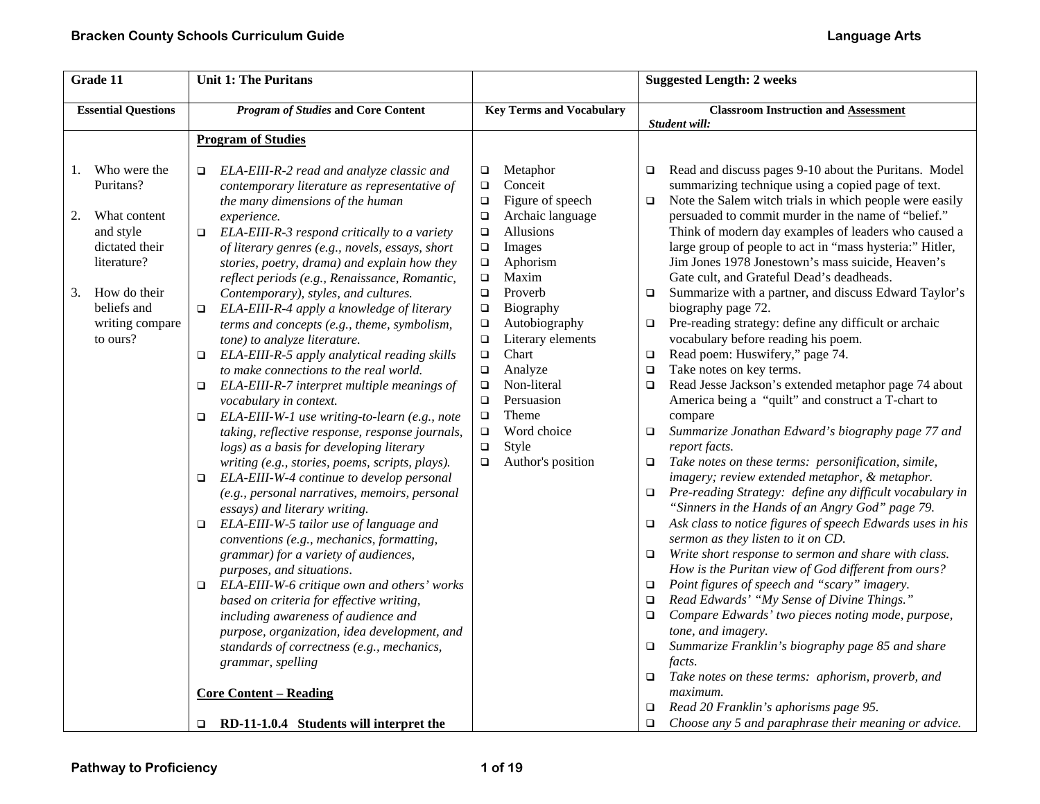| Grade 11 | Unit 1: The Puritans | | Suggested Length: 2 weeks |
|---|---|---|---|
| **Essential Questions** | ***Program of Studies* and Core Content** | **Key Terms and Vocabulary** | **Classroom Instruction and <u>Assessment</u>** *Student will:* |
| 1. Who were the Puritans?<br><br>2. What content and style dictated their literature?<br><br>3. How do their beliefs and writing compare to ours? | **<u>Program of Studies</u>**<br><br>❑ *ELA-EIII-R-2 read and analyze classic and contemporary literature as representative of the many dimensions of the human experience.*<br>❑ *ELA-EIII-R-3 respond critically to a variety of literary genres (e.g., novels, essays, short stories, poetry, drama) and explain how they reflect periods (e.g., Renaissance, Romantic, Contemporary), styles, and cultures.*<br>❑ *ELA-EIII-R-4 apply a knowledge of literary terms and concepts (e.g., theme, symbolism, tone) to analyze literature.*<br>❑ *ELA-EIII-R-5 apply analytical reading skills to make connections to the real world.*<br>❑ *ELA-EIII-R-7 interpret multiple meanings of vocabulary in context.*<br>❑ *ELA-EIII-W-1 use writing-to-learn (e.g., note taking, reflective response, response journals, logs) as a basis for developing literary writing (e.g., stories, poems, scripts, plays).*<br>❑ *ELA-EIII-W-4 continue to develop personal (e.g., personal narratives, memoirs, personal essays) and literary writing.*<br>❑ *ELA-EIII-W-5 tailor use of language and conventions (e.g., mechanics, formatting, grammar) for a variety of audiences, purposes, and situations*.<br>❑ *ELA-EIII-W-6 critique own and others' works based on criteria for effective writing, including awareness of audience and purpose, organization, idea development, and standards of correctness (e.g., mechanics, grammar, spelling*<br><br>**<u>Core Content – Reading</u>**<br><br>❑ **RD-11-1.0.4 Students will interpret the** | ❑ Metaphor<br>❑ Conceit<br>❑ Figure of speech<br>❑ Archaic language<br>❑ Allusions<br>❑ Images<br>❑ Aphorism<br>❑ Maxim<br>❑ Proverb<br>❑ Biography<br>❑ Autobiography<br>❑ Literary elements<br>❑ Chart<br>❑ Analyze<br>❑ Non-literal<br>❑ Persuasion<br>❑ Theme<br>❑ Word choice<br>❑ Style<br>❑ Author's position | ❑ Read and discuss pages 9-10 about the Puritans. Model summarizing technique using a copied page of text.<br>❑ Note the Salem witch trials in which people were easily persuaded to commit murder in the name of "belief." Think of modern day examples of leaders who caused a large group of people to act in "mass hysteria:" Hitler, Jim Jones 1978 Jonestown's mass suicide, Heaven's Gate cult, and Grateful Dead's deadheads.<br>❑ Summarize with a partner, and discuss Edward Taylor's biography page 72.<br>❑ Pre-reading strategy: define any difficult or archaic vocabulary before reading his poem.<br>❑ Read poem: Huswifery," page 74.<br>❑ Take notes on key terms.<br>❑ Read Jesse Jackson's extended metaphor page 74 about America being a "quilt" and construct a T-chart to compare<br>❑ *Summarize Jonathan Edward's biography page 77 and report facts.*<br>❑ *Take notes on these terms: personification, simile, imagery; review extended metaphor, & metaphor.*<br>❑ *Pre-reading Strategy: define any difficult vocabulary in "Sinners in the Hands of an Angry God" page 79.*<br>❑ *Ask class to notice figures of speech Edwards uses in his sermon as they listen to it on CD.*<br>❑ *Write short response to sermon and share with class. How is the Puritan view of God different from ours?*<br>❑ *Point figures of speech and "scary" imagery.*<br>❑ *Read Edwards' "My Sense of Divine Things."*<br>❑ *Compare Edwards' two pieces noting mode, purpose, tone, and imagery.*<br>❑ *Summarize Franklin's biography page 85 and share facts.*<br>❑ *Take notes on these terms: aphorism, proverb, and maximum.*<br>❑ *Read 20 Franklin's aphorisms page 95.*<br>❑ *Choose any 5 and paraphrase their meaning or advice.* |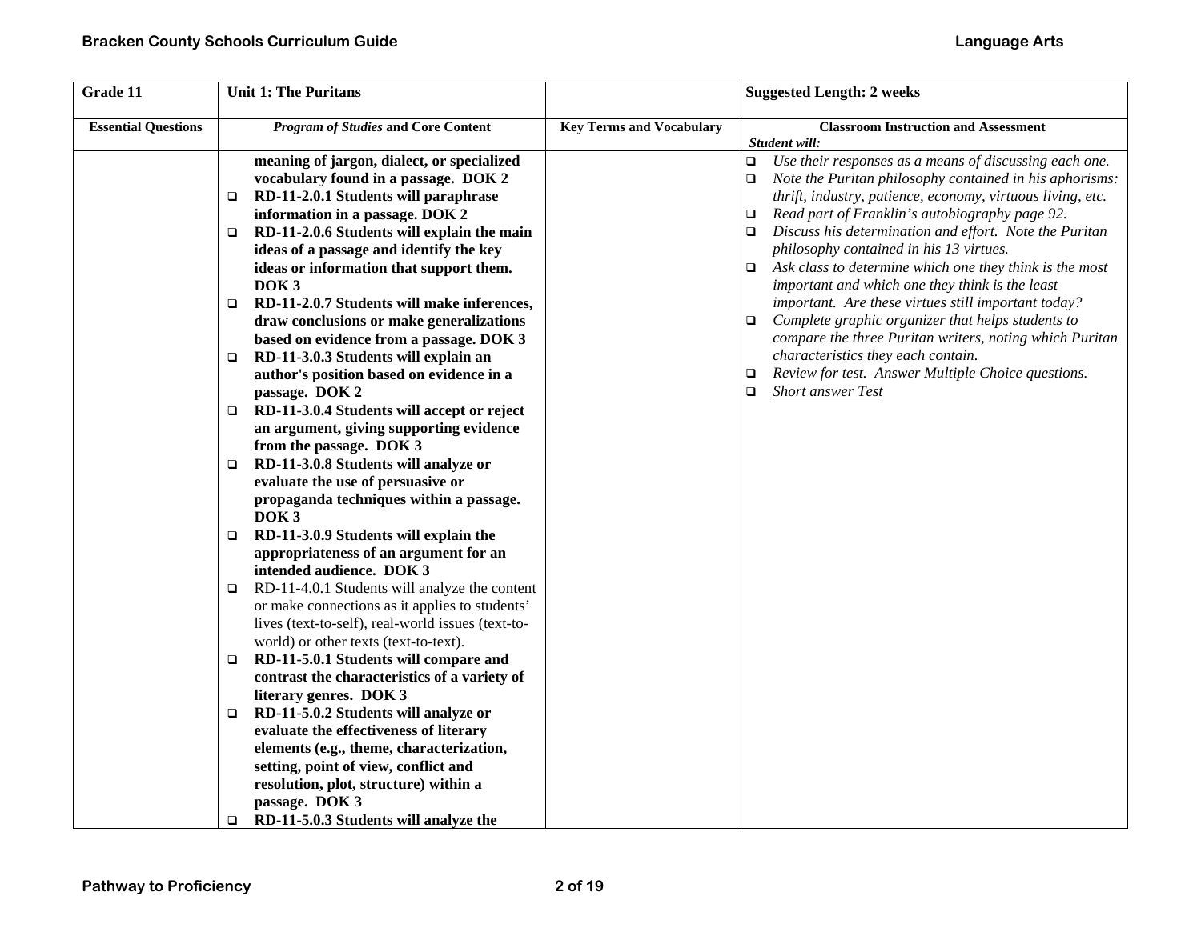| Grade 11 | Unit 1: The Puritans | | Suggested Length: 2 weeks |
|---|---|---|---|
| **Essential Questions** | ***Program of Studies* and Core Content** | **Key Terms and Vocabulary** | **Classroom Instruction and Assessment**<br>***Student will:*** |
| | **meaning of jargon, dialect, or specialized vocabulary found in a passage. DOK 2**<br>❑ **RD-11-2.0.1 Students will paraphrase information in a passage. DOK 2**<br>❑ **RD-11-2.0.6 Students will explain the main ideas of a passage and identify the key ideas or information that support them. DOK 3**<br>❑ **RD-11-2.0.7 Students will make inferences, draw conclusions or make generalizations based on evidence from a passage. DOK 3**<br>❑ **RD-11-3.0.3 Students will explain an author's position based on evidence in a passage. DOK 2**<br>❑ **RD-11-3.0.4 Students will accept or reject an argument, giving supporting evidence from the passage. DOK 3**<br>❑ **RD-11-3.0.8 Students will analyze or evaluate the use of persuasive or propaganda techniques within a passage. DOK 3**<br>❑ **RD-11-3.0.9 Students will explain the appropriateness of an argument for an intended audience. DOK 3**<br>❑ RD-11-4.0.1 Students will analyze the content or make connections as it applies to students' lives (text-to-self), real-world issues (text-to-world) or other texts (text-to-text).<br>❑ **RD-11-5.0.1 Students will compare and contrast the characteristics of a variety of literary genres. DOK 3**<br>❑ **RD-11-5.0.2 Students will analyze or evaluate the effectiveness of literary elements (e.g., theme, characterization, setting, point of view, conflict and resolution, plot, structure) within a passage. DOK 3**<br>❑ **RD-11-5.0.3 Students will analyze the** | | ❑ *Use their responses as a means of discussing each one.*<br>❑ *Note the Puritan philosophy contained in his aphorisms: thrift, industry, patience, economy, virtuous living, etc.*<br>❑ *Read part of Franklin's autobiography page 92.*<br>❑ *Discuss his determination and effort. Note the Puritan philosophy contained in his 13 virtues.*<br>❑ *Ask class to determine which one they think is the most important and which one they think is the least important. Are these virtues still important today?*<br>❑ *Complete graphic organizer that helps students to compare the three Puritan writers, noting which Puritan characteristics they each contain.*<br>❑ *Review for test. Answer Multiple Choice questions.*<br>❑ *Short answer Test* |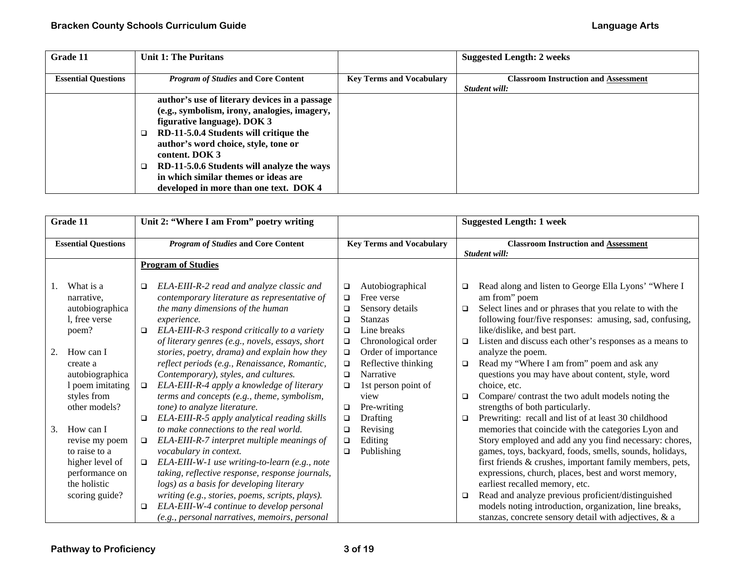| Grade 11 | Unit 1: The Puritans | | Suggested Length: 2 weeks |
|---|---|---|---|
| **Essential Questions** | ***Program of Studies* and Core Content** | **Key Terms and Vocabulary** | **Classroom Instruction and Assessment** *Student will:* |
| | **author's use of literary devices in a passage (e.g., symbolism, irony, analogies, imagery, figurative language). DOK 3**<br>❑ **RD-11-5.0.4 Students will critique the author's word choice, style, tone or content. DOK 3**<br>❑ **RD-11-5.0.6 Students will analyze the ways in which similar themes or ideas are developed in more than one text. DOK 4** | | |

| Grade 11 | Unit 2: "Where I am From" poetry writing | | Suggested Length: 1 week |
|---|---|---|---|
| **Essential Questions** | ***Program of Studies* and Core Content** | **Key Terms and Vocabulary** | **Classroom Instruction and Assessment** *Student will:* |
| 1. What is a narrative, autobiographical, free verse poem?<br><br>2. How can I create a autobiographical poem imitating styles from other models?<br><br>3. How can I revise my poem to raise to a higher level of performance on the holistic scoring guide? | **Program of Studies**<br><br>❑ *ELA-EIII-R-2 read and analyze classic and contemporary literature as representative of the many dimensions of the human experience.*<br>❑ *ELA-EIII-R-3 respond critically to a variety of literary genres (e.g., novels, essays, short stories, poetry, drama) and explain how they reflect periods (e.g., Renaissance, Romantic, Contemporary), styles, and cultures.*<br>❑ *ELA-EIII-R-4 apply a knowledge of literary terms and concepts (e.g., theme, symbolism, tone) to analyze literature.*<br>❑ *ELA-EIII-R-5 apply analytical reading skills to make connections to the real world.*<br>❑ *ELA-EIII-R-7 interpret multiple meanings of vocabulary in context.*<br>❑ *ELA-EIII-W-1 use writing-to-learn (e.g., note taking, reflective response, response journals, logs) as a basis for developing literary writing (e.g., stories, poems, scripts, plays).*<br>❑ *ELA-EIII-W-4 continue to develop personal (e.g., personal narratives, memoirs, personal* | ❑ Autobiographical<br>❑ Free verse<br>❑ Sensory details<br>❑ Stanzas<br>❑ Line breaks<br>❑ Chronological order<br>❑ Order of importance<br>❑ Reflective thinking<br>❑ Narrative<br>❑ 1st person point of view<br>❑ Pre-writing<br>❑ Drafting<br>❑ Revising<br>❑ Editing<br>❑ Publishing | ❑ Read along and listen to George Ella Lyons' "Where I am from" poem<br>❑ Select lines and or phrases that you relate to with the following four/five responses: amusing, sad, confusing, like/dislike, and best part.<br>❑ Listen and discuss each other's responses as a means to analyze the poem.<br>❑ Read my "Where I am from" poem and ask any questions you may have about content, style, word choice, etc.<br>❑ Compare/ contrast the two adult models noting the strengths of both particularly.<br>❑ Prewriting: recall and list of at least 30 childhood memories that coincide with the categories Lyon and Story employed and add any you find necessary: chores, games, toys, backyard, foods, smells, sounds, holidays, first friends & crushes, important family members, pets, expressions, church, places, best and worst memory, earliest recalled memory, etc.<br>❑ Read and analyze previous proficient/distinguished models noting introduction, organization, line breaks, stanzas, concrete sensory detail with adjectives, & a |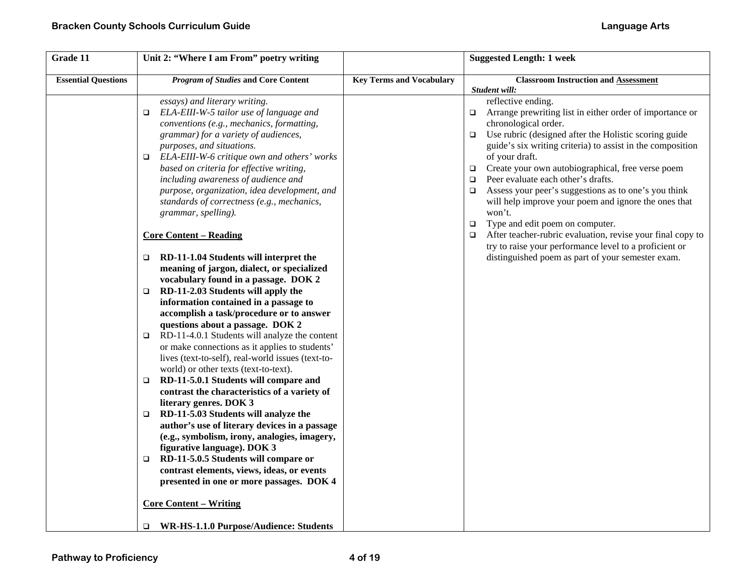| Grade 11 | Unit 2: "Where I am From" poetry writing | | Suggested Length: 1 week |
|---|---|---|---|
| **Essential Questions** | ***Program of Studies* and Core Content** | **Key Terms and Vocabulary** | **Classroom Instruction and Assessment** *Student will:* |
| | *essays) and literary writing.*<br>❑ *ELA-EIII-W-5 tailor use of language and conventions (e.g., mechanics, formatting, grammar) for a variety of audiences, purposes, and situations.*<br>❑ *ELA-EIII-W-6 critique own and others' works based on criteria for effective writing, including awareness of audience and purpose, organization, idea development, and standards of correctness (e.g., mechanics, grammar, spelling).*<br><br>**Core Content – Reading**<br><br>❑ **RD-11-1.04 Students will interpret the meaning of jargon, dialect, or specialized vocabulary found in a passage. DOK 2**<br>❑ **RD-11-2.03 Students will apply the information contained in a passage to accomplish a task/procedure or to answer questions about a passage. DOK 2**<br>❑ RD-11-4.0.1 Students will analyze the content or make connections as it applies to students' lives (text-to-self), real-world issues (text-to-world) or other texts (text-to-text).<br>❑ **RD-11-5.0.1 Students will compare and contrast the characteristics of a variety of literary genres. DOK 3**<br>❑ **RD-11-5.03 Students will analyze the author's use of literary devices in a passage (e.g., symbolism, irony, analogies, imagery, figurative language). DOK 3**<br>❑ **RD-11-5.0.5 Students will compare or contrast elements, views, ideas, or events presented in one or more passages. DOK 4**<br><br>**Core Content – Writing**<br><br>❑ **WR-HS-1.1.0 Purpose/Audience: Students** | | reflective ending.<br>❑ Arrange prewriting list in either order of importance or chronological order.<br>❑ Use rubric (designed after the Holistic scoring guide guide's six writing criteria) to assist in the composition of your draft.<br>❑ Create your own autobiographical, free verse poem<br>❑ Peer evaluate each other's drafts.<br>❑ Assess your peer's suggestions as to one's you think will help improve your poem and ignore the ones that won't.<br>❑ Type and edit poem on computer.<br>❑ After teacher-rubric evaluation, revise your final copy to try to raise your performance level to a proficient or distinguished poem as part of your semester exam. |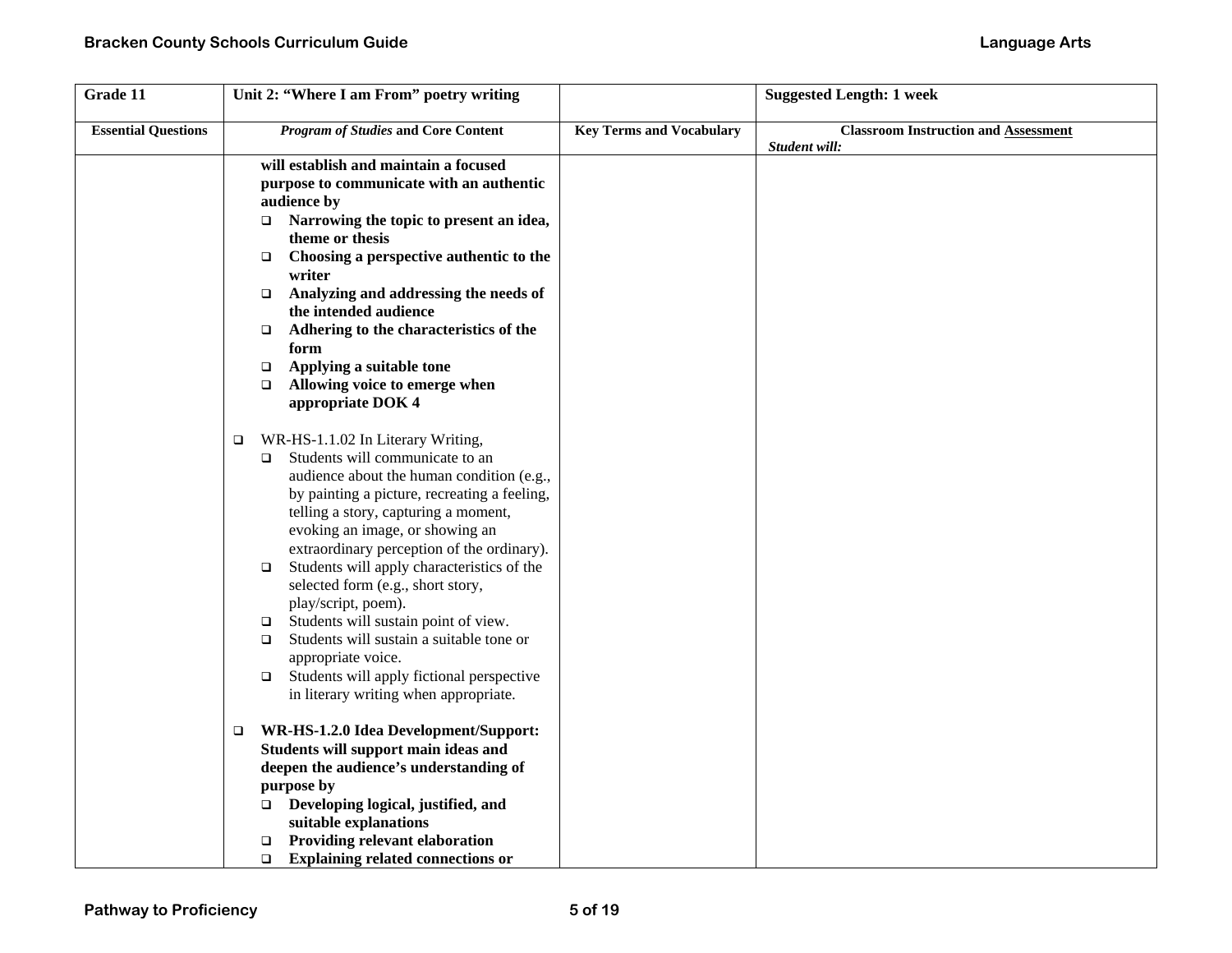| Grade 11 | Unit 2: "Where I am From" poetry writing | | Suggested Length: 1 week |
|---|---|---|---|
| **Essential Questions** | ***Program of Studies* and Core Content** | **Key Terms and Vocabulary** | **Classroom Instruction and Assessment** *Student will:* |
| | **will establish and maintain a focused purpose to communicate with an authentic audience by**<br>❑ **Narrowing the topic to present an idea, theme or thesis**<br>❑ **Choosing a perspective authentic to the writer**<br>❑ **Analyzing and addressing the needs of the intended audience**<br>❑ **Adhering to the characteristics of the form**<br>❑ **Applying a suitable tone**<br>❑ **Allowing voice to emerge when appropriate DOK 4**<br><br>❑ WR-HS-1.1.02 In Literary Writing,<br>❑ Students will communicate to an audience about the human condition (e.g., by painting a picture, recreating a feeling, telling a story, capturing a moment, evoking an image, or showing an extraordinary perception of the ordinary).<br>❑ Students will apply characteristics of the selected form (e.g., short story, play/script, poem).<br>❑ Students will sustain point of view.<br>❑ Students will sustain a suitable tone or appropriate voice.<br>❑ Students will apply fictional perspective in literary writing when appropriate.<br><br>❑ **WR-HS-1.2.0 Idea Development/Support: Students will support main ideas and deepen the audience's understanding of purpose by**<br>❑ **Developing logical, justified, and suitable explanations**<br>❑ **Providing relevant elaboration**<br>❑ **Explaining related connections or** | | |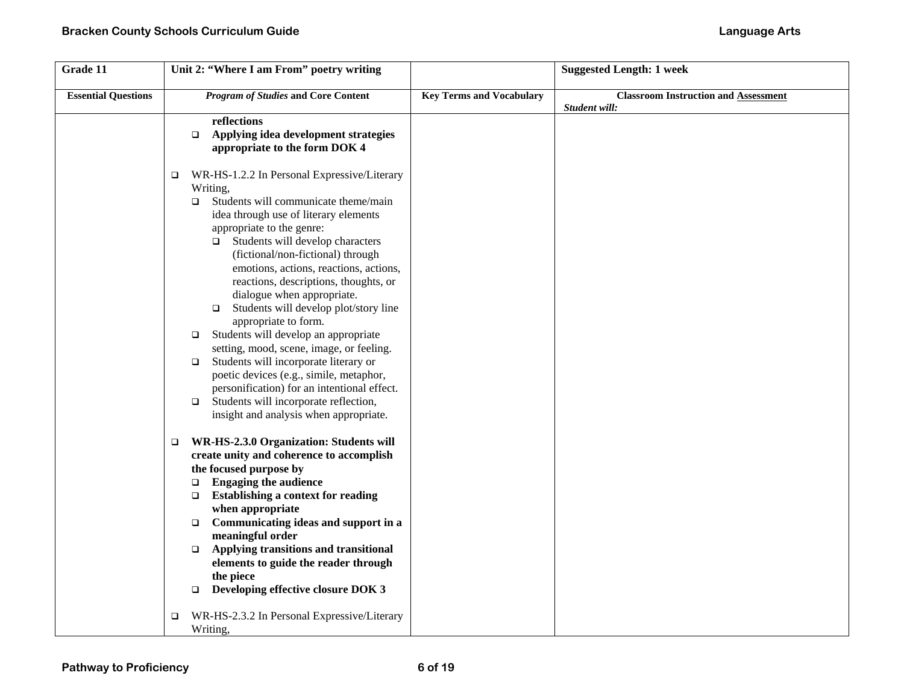| Grade 11 | Unit 2: "Where I am From" poetry writing | | Suggested Length: 1 week |
|---|---|---|---|
| **Essential Questions** | ***Program of Studies* and Core Content** | **Key Terms and Vocabulary** | **Classroom Instruction and Assessment** *Student will:* |
| | **reflections**<br>❑ **Applying idea development strategies appropriate to the form DOK 4**<br><br>❑ WR-HS-1.2.2 In Personal Expressive/Literary Writing,<br>❑ Students will communicate theme/main idea through use of literary elements appropriate to the genre:<br>❑ Students will develop characters (fictional/non-fictional) through emotions, actions, reactions, actions, reactions, descriptions, thoughts, or dialogue when appropriate.<br>❑ Students will develop plot/story line appropriate to form.<br>❑ Students will develop an appropriate setting, mood, scene, image, or feeling.<br>❑ Students will incorporate literary or poetic devices (e.g., simile, metaphor, personification) for an intentional effect.<br>❑ Students will incorporate reflection, insight and analysis when appropriate.<br><br>❑ **WR-HS-2.3.0 Organization: Students will create unity and coherence to accomplish the focused purpose by**<br>❑ **Engaging the audience**<br>❑ **Establishing a context for reading when appropriate**<br>❑ **Communicating ideas and support in a meaningful order**<br>❑ **Applying transitions and transitional elements to guide the reader through the piece**<br>❑ **Developing effective closure DOK 3**<br><br>❑ WR-HS-2.3.2 In Personal Expressive/Literary Writing, | | |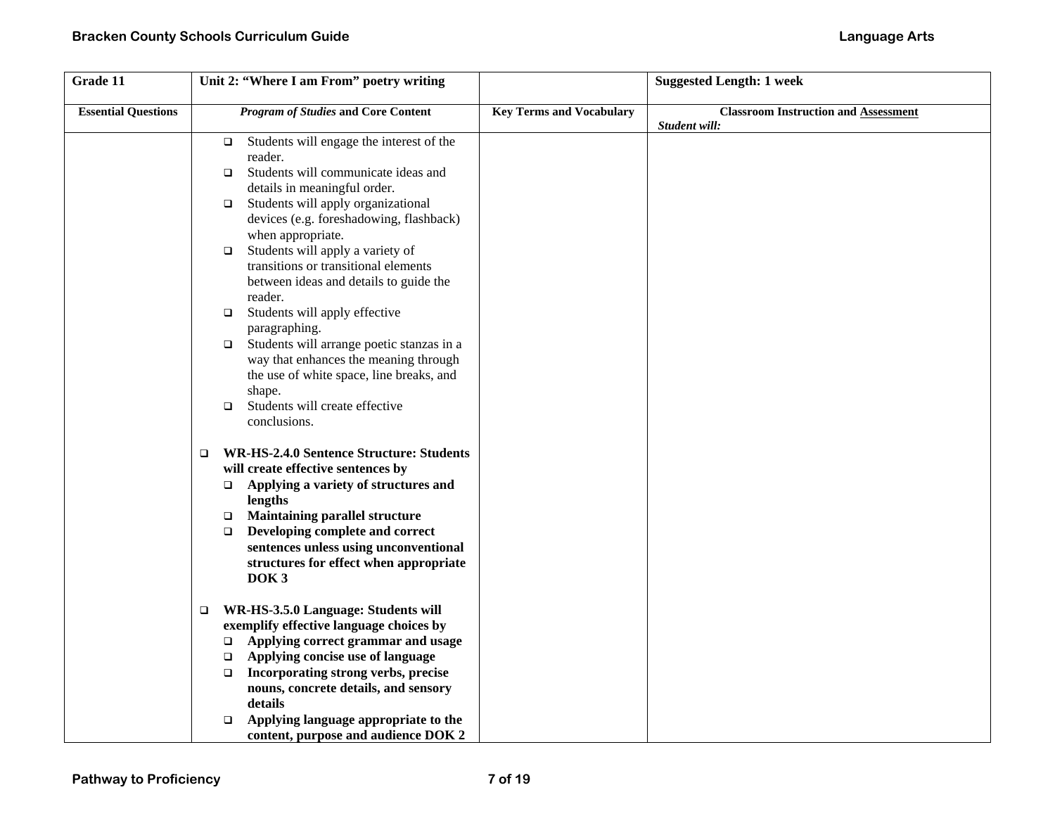| Grade 11 | Unit 2: "Where I am From" poetry writing | | Suggested Length: 1 week |
|---|---|---|---|
| **Essential Questions** | ***Program of Studies* and Core Content** | **Key Terms and Vocabulary** | **Classroom Instruction and Assessment**<br>***Student will:*** |
| | ❑ Students will engage the interest of the reader.<br>❑ Students will communicate ideas and details in meaningful order.<br>❑ Students will apply organizational devices (e.g. foreshadowing, flashback) when appropriate.<br>❑ Students will apply a variety of transitions or transitional elements between ideas and details to guide the reader.<br>❑ Students will apply effective paragraphing.<br>❑ Students will arrange poetic stanzas in a way that enhances the meaning through the use of white space, line breaks, and shape.<br>❑ Students will create effective conclusions.<br><br>❑ **WR-HS-2.4.0 Sentence Structure: Students will create effective sentences by**<br>❑ **Applying a variety of structures and lengths**<br>❑ **Maintaining parallel structure**<br>❑ **Developing complete and correct sentences unless using unconventional structures for effect when appropriate DOK 3**<br><br>❑ **WR-HS-3.5.0 Language: Students will exemplify effective language choices by**<br>❑ **Applying correct grammar and usage**<br>❑ **Applying concise use of language**<br>❑ **Incorporating strong verbs, precise nouns, concrete details, and sensory details**<br>❑ **Applying language appropriate to the content, purpose and audience DOK 2** | | |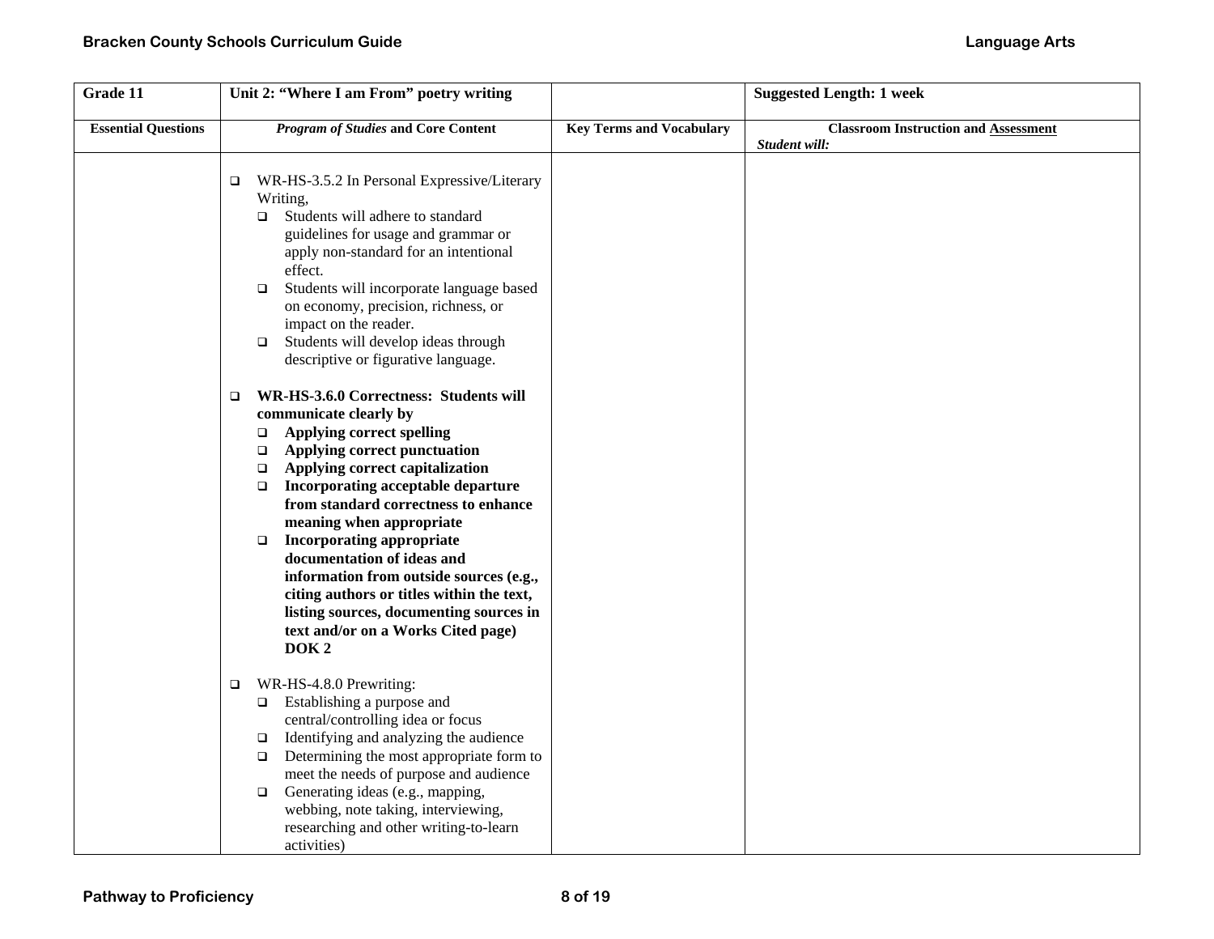| Grade 11 | Unit 2: "Where I am From" poetry writing | | Suggested Length: 1 week |
|---|---|---|---|
| **Essential Questions** | ***Program of Studies* and Core Content** | **Key Terms and Vocabulary** | **Classroom Instruction and Assessment**<br>***Student will:*** |
| | ❑ WR-HS-3.5.2 In Personal Expressive/Literary Writing,<br>❑ Students will adhere to standard guidelines for usage and grammar or apply non-standard for an intentional effect.<br>❑ Students will incorporate language based on economy, precision, richness, or impact on the reader.<br>❑ Students will develop ideas through descriptive or figurative language.<br><br>❑ **WR-HS-3.6.0 Correctness: Students will communicate clearly by**<br>❑ **Applying correct spelling**<br>❑ **Applying correct punctuation**<br>❑ **Applying correct capitalization**<br>❑ **Incorporating acceptable departure from standard correctness to enhance meaning when appropriate**<br>❑ **Incorporating appropriate documentation of ideas and information from outside sources (e.g., citing authors or titles within the text, listing sources, documenting sources in text and/or on a Works Cited page) DOK 2**<br><br>❑ WR-HS-4.8.0 Prewriting:<br>❑ Establishing a purpose and central/controlling idea or focus<br>❑ Identifying and analyzing the audience<br>❑ Determining the most appropriate form to meet the needs of purpose and audience<br>❑ Generating ideas (e.g., mapping, webbing, note taking, interviewing, researching and other writing-to-learn activities) | | |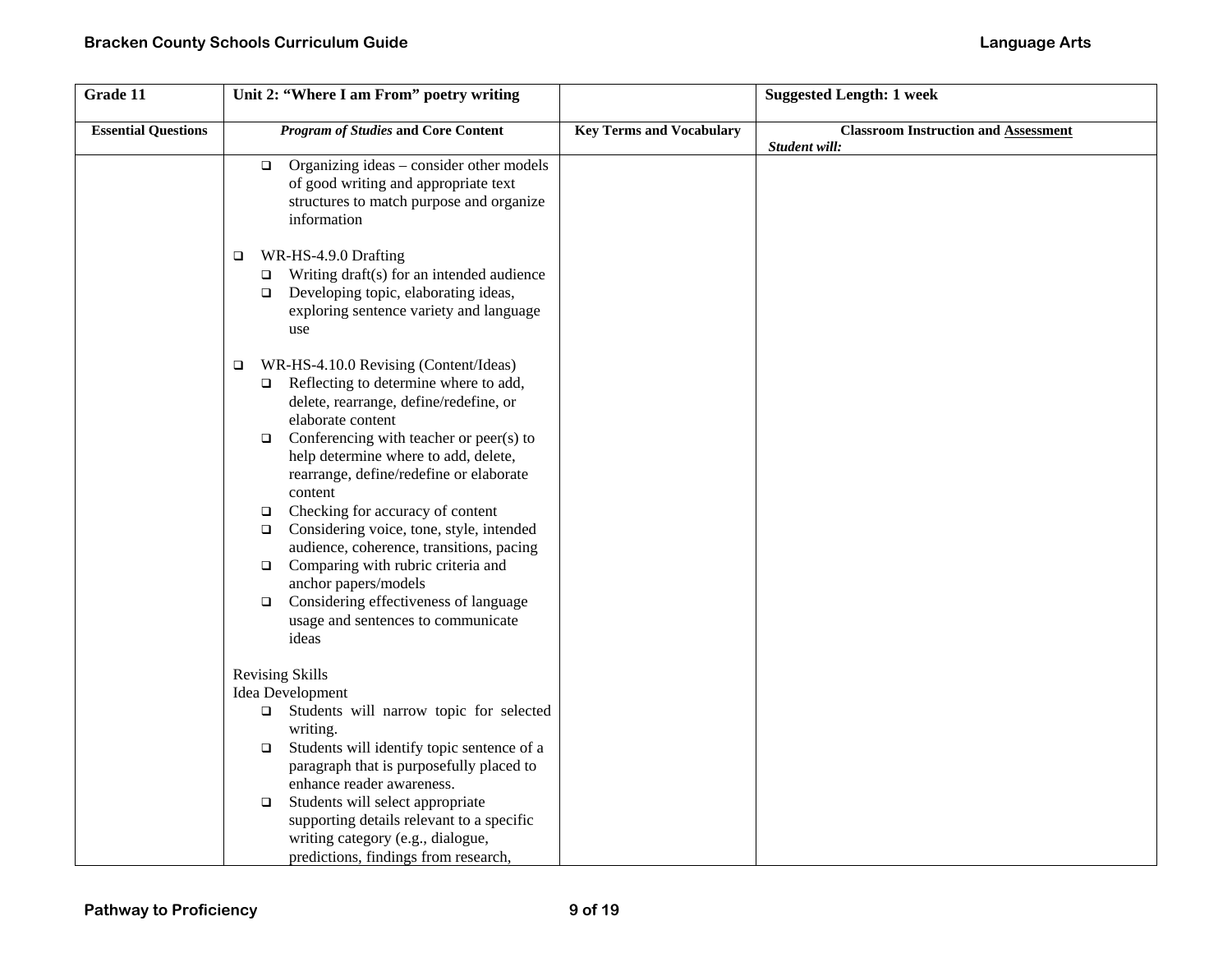| Grade 11 | Unit 2: "Where I am From" poetry writing | | Suggested Length: 1 week |
|---|---|---|---|
| **Essential Questions** | ***Program of Studies* and Core Content** | **Key Terms and Vocabulary** | **Classroom Instruction and Assessment** *Student will:* |
| | ❑ Organizing ideas – consider other models of good writing and appropriate text structures to match purpose and organize information<br><br>❑ WR-HS-4.9.0 Drafting<br>❑ Writing draft(s) for an intended audience<br>❑ Developing topic, elaborating ideas, exploring sentence variety and language use<br><br>❑ WR-HS-4.10.0 Revising (Content/Ideas)<br>❑ Reflecting to determine where to add, delete, rearrange, define/redefine, or elaborate content<br>❑ Conferencing with teacher or peer(s) to help determine where to add, delete, rearrange, define/redefine or elaborate content<br>❑ Checking for accuracy of content<br>❑ Considering voice, tone, style, intended audience, coherence, transitions, pacing<br>❑ Comparing with rubric criteria and anchor papers/models<br>❑ Considering effectiveness of language usage and sentences to communicate ideas<br><br>Revising Skills<br>Idea Development<br>❑ Students will narrow topic for selected writing.<br>❑ Students will identify topic sentence of a paragraph that is purposefully placed to enhance reader awareness.<br>❑ Students will select appropriate supporting details relevant to a specific writing category (e.g., dialogue, predictions, findings from research, | | |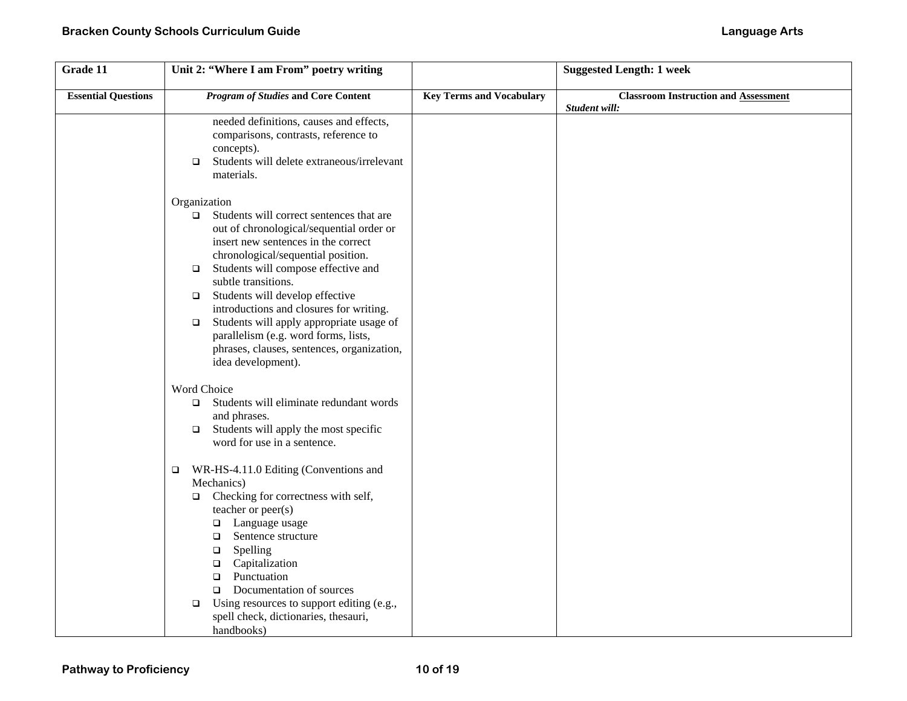| Grade 11 | Unit 2: "Where I am From" poetry writing | | Suggested Length: 1 week |
|---|---|---|---|
| **Essential Questions** | ***Program of Studies* and Core Content** | **Key Terms and Vocabulary** | **Classroom Instruction and Assessment** *Student will:* |
| | needed definitions, causes and effects, comparisons, contrasts, reference to concepts).<br>❑ Students will delete extraneous/irrelevant materials.<br><br>Organization<br>❑ Students will correct sentences that are out of chronological/sequential order or insert new sentences in the correct chronological/sequential position.<br>❑ Students will compose effective and subtle transitions.<br>❑ Students will develop effective introductions and closures for writing.<br>❑ Students will apply appropriate usage of parallelism (e.g. word forms, lists, phrases, clauses, sentences, organization, idea development).<br><br>Word Choice<br>❑ Students will eliminate redundant words and phrases.<br>❑ Students will apply the most specific word for use in a sentence.<br><br>❑ WR-HS-4.11.0 Editing (Conventions and Mechanics)<br>❑ Checking for correctness with self, teacher or peer(s)<br>❑ Language usage<br>❑ Sentence structure<br>❑ Spelling<br>❑ Capitalization<br>❑ Punctuation<br>❑ Documentation of sources<br>❑ Using resources to support editing (e.g., spell check, dictionaries, thesauri, handbooks) | | |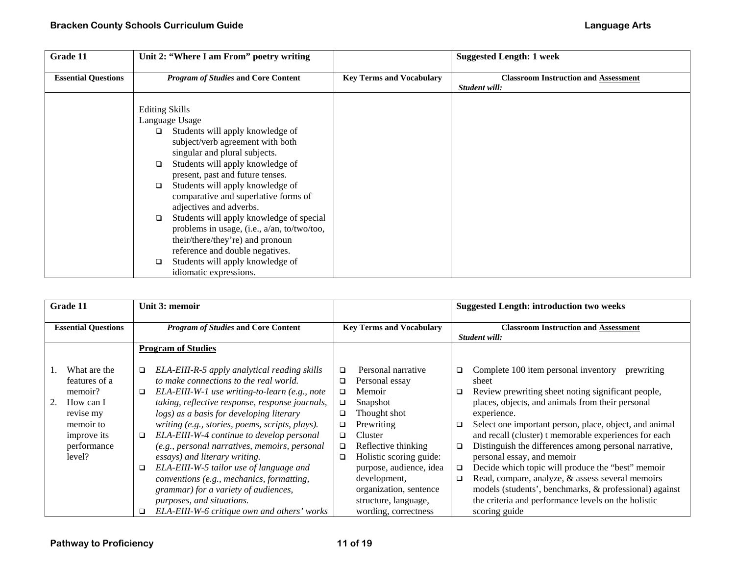| Grade 11 | Unit 2: "Where I am From" poetry writing | | Suggested Length: 1 week |
|---|---|---|---|
| **Essential Questions** | ***Program of Studies* and Core Content** | **Key Terms and Vocabulary** | **Classroom Instruction and Assessment**<br>***Student will:*** |
| | Editing Skills<br>Language Usage<br>❑ Students will apply knowledge of subject/verb agreement with both singular and plural subjects.<br>❑ Students will apply knowledge of present, past and future tenses.<br>❑ Students will apply knowledge of comparative and superlative forms of adjectives and adverbs.<br>❑ Students will apply knowledge of special problems in usage, (i.e., a/an, to/two/too, their/there/they're) and pronoun reference and double negatives.<br>❑ Students will apply knowledge of idiomatic expressions. | | |

| Grade 11 | Unit 3: memoir | | Suggested Length: introduction two weeks |
|---|---|---|---|
| **Essential Questions** | ***Program of Studies* and Core Content** | **Key Terms and Vocabulary** | **Classroom Instruction and Assessment**<br>***Student will:*** |
| 1. What are the features of a memoir?<br>2. How can I revise my memoir to improve its performance level? | **Program of Studies**<br>❑ *ELA-EIII-R-5 apply analytical reading skills to make connections to the real world.*<br>❑ *ELA-EIII-W-1 use writing-to-learn (e.g., note taking, reflective response, response journals, logs) as a basis for developing literary writing (e.g., stories, poems, scripts, plays).*<br>❑ *ELA-EIII-W-4 continue to develop personal (e.g., personal narratives, memoirs, personal essays) and literary writing.*<br>❑ *ELA-EIII-W-5 tailor use of language and conventions (e.g., mechanics, formatting, grammar) for a variety of audiences, purposes, and situations.*<br>❑ *ELA-EIII-W-6 critique own and others' works* | ❑ Personal narrative<br>❑ Personal essay<br>❑ Memoir<br>❑ Snapshot<br>❑ Thought shot<br>❑ Prewriting<br>❑ Cluster<br>❑ Reflective thinking<br>❑ Holistic scoring guide: purpose, audience, idea development, organization, sentence structure, language, wording, correctness | ❑ Complete 100 item personal inventory prewriting sheet<br>❑ Review prewriting sheet noting significant people, places, objects, and animals from their personal experience.<br>❑ Select one important person, place, object, and animal and recall (cluster) t memorable experiences for each<br>❑ Distinguish the differences among personal narrative, personal essay, and memoir<br>❑ Decide which topic will produce the "best" memoir<br>❑ Read, compare, analyze, & assess several memoirs models (students', benchmarks, & professional) against the criteria and performance levels on the holistic scoring guide |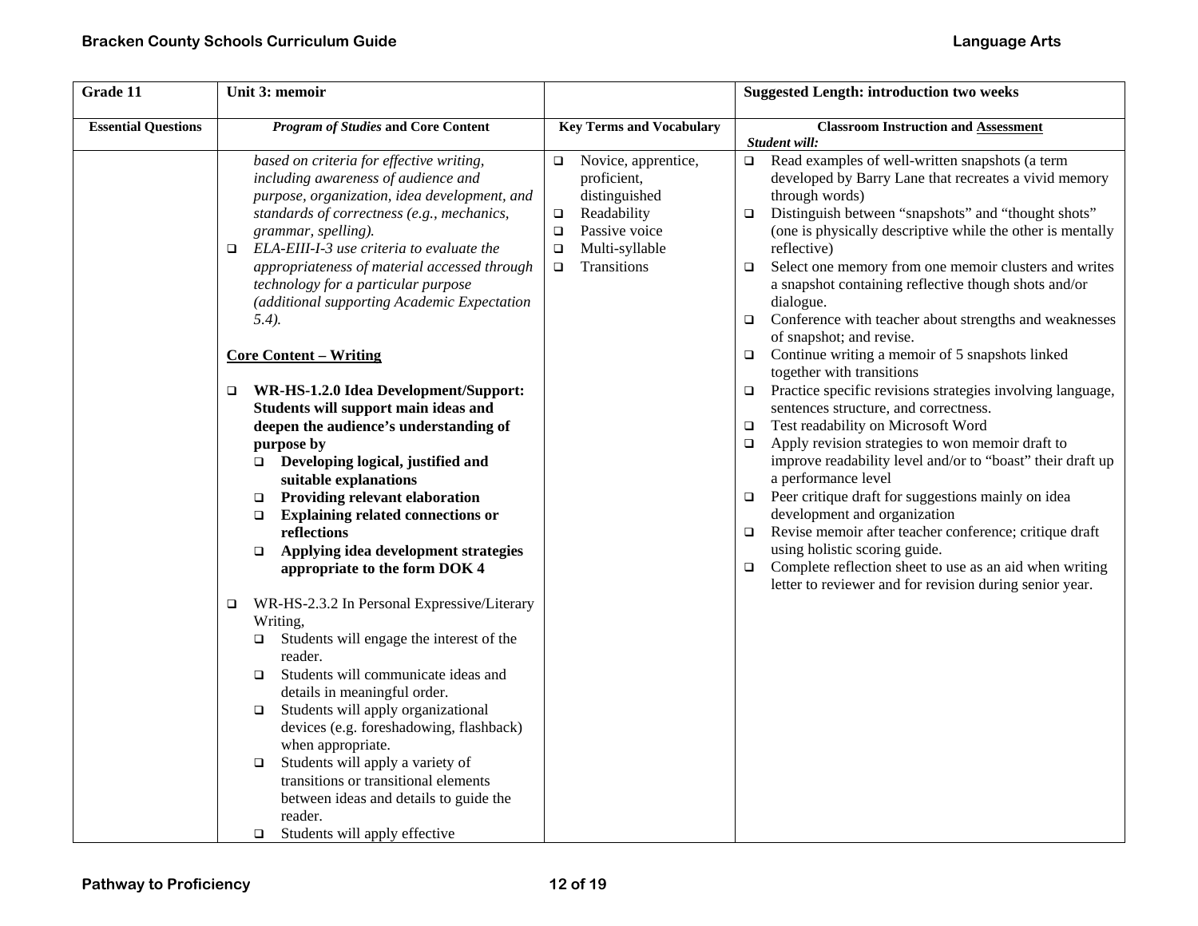| Grade 11 | Unit 3: memoir | | Suggested Length: introduction two weeks |
|---|---|---|---|
| **Essential Questions** | ***Program of Studies* and Core Content** | **Key Terms and Vocabulary** | **Classroom Instruction and Assessment**<br>***Student will:*** |
| | *based on criteria for effective writing, including awareness of audience and purpose, organization, idea development, and standards of correctness (e.g., mechanics, grammar, spelling).*<br>❑ *ELA-EIII-I-3 use criteria to evaluate the appropriateness of material accessed through technology for a particular purpose (additional supporting Academic Expectation 5.4).*<br><br>**Core Content – Writing**<br><br>❑ **WR-HS-1.2.0 Idea Development/Support: Students will support main ideas and deepen the audience's understanding of purpose by**<br>❑ **Developing logical, justified and suitable explanations**<br>❑ **Providing relevant elaboration**<br>❑ **Explaining related connections or reflections**<br>❑ **Applying idea development strategies appropriate to the form DOK 4**<br><br>❑ WR-HS-2.3.2 In Personal Expressive/Literary Writing,<br>❑ Students will engage the interest of the reader.<br>❑ Students will communicate ideas and details in meaningful order.<br>❑ Students will apply organizational devices (e.g. foreshadowing, flashback) when appropriate.<br>❑ Students will apply a variety of transitions or transitional elements between ideas and details to guide the reader.<br>❑ Students will apply effective | ❑ Novice, apprentice, proficient, distinguished<br>❑ Readability<br>❑ Passive voice<br>❑ Multi-syllable<br>❑ Transitions | ❑ Read examples of well-written snapshots (a term developed by Barry Lane that recreates a vivid memory through words)<br>❑ Distinguish between "snapshots" and "thought shots" (one is physically descriptive while the other is mentally reflective)<br>❑ Select one memory from one memoir clusters and writes a snapshot containing reflective though shots and/or dialogue.<br>❑ Conference with teacher about strengths and weaknesses of snapshot; and revise.<br>❑ Continue writing a memoir of 5 snapshots linked together with transitions<br>❑ Practice specific revisions strategies involving language, sentences structure, and correctness.<br>❑ Test readability on Microsoft Word<br>❑ Apply revision strategies to won memoir draft to improve readability level and/or to "boast" their draft up a performance level<br>❑ Peer critique draft for suggestions mainly on idea development and organization<br>❑ Revise memoir after teacher conference; critique draft using holistic scoring guide.<br>❑ Complete reflection sheet to use as an aid when writing letter to reviewer and for revision during senior year. |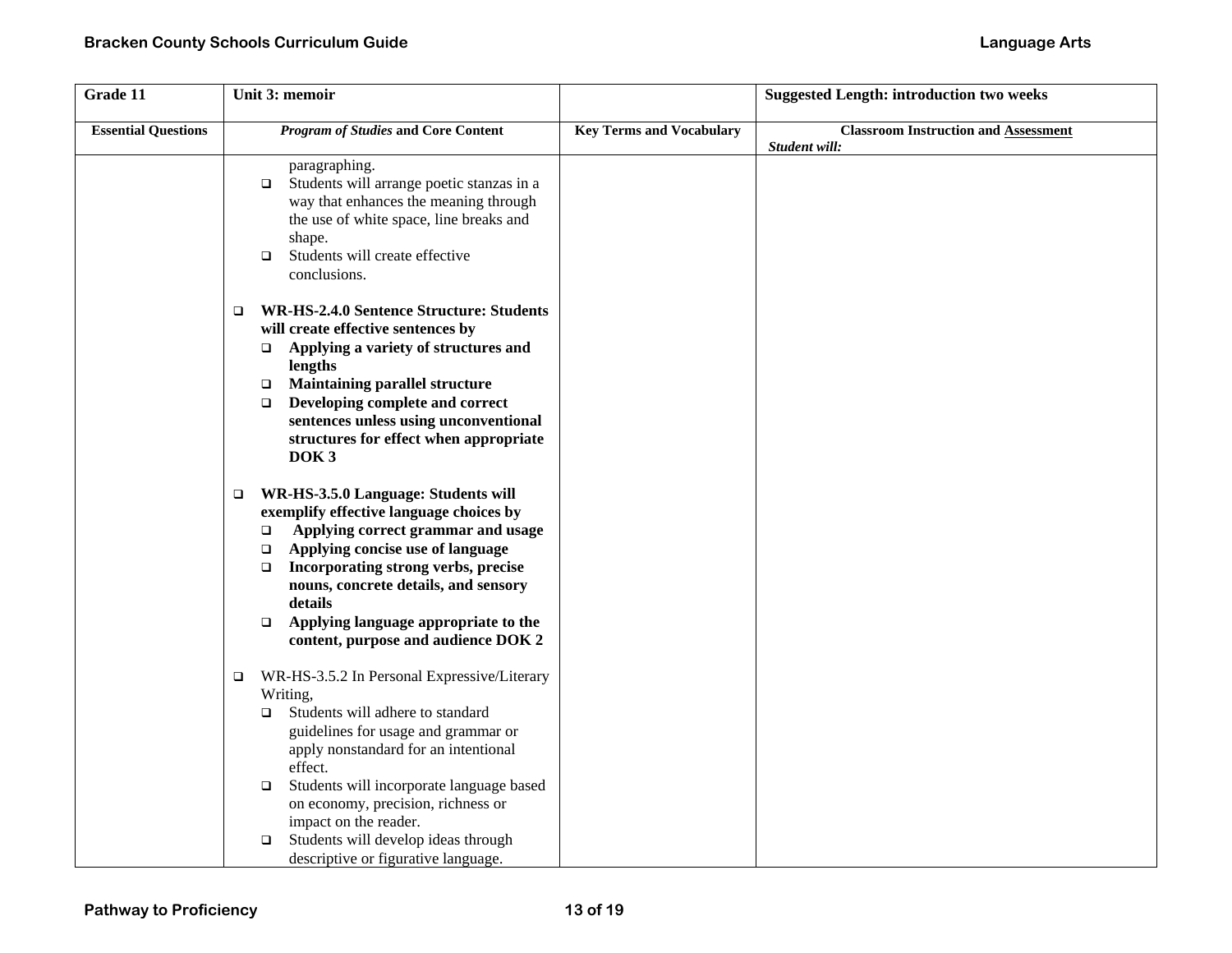| Grade 11 | Unit 3: memoir | | Suggested Length: introduction two weeks |
|---|---|---|---|
| **Essential Questions** | ***Program of Studies* and Core Content** | **Key Terms and Vocabulary** | **Classroom Instruction and Assessment** ***Student will:*** |
| | paragraphing.<br>❑ Students will arrange poetic stanzas in a way that enhances the meaning through the use of white space, line breaks and shape.<br>❑ Students will create effective conclusions.<br><br>❑ **WR-HS-2.4.0 Sentence Structure: Students will create effective sentences by**<br>❑ **Applying a variety of structures and lengths**<br>❑ **Maintaining parallel structure**<br>❑ **Developing complete and correct sentences unless using unconventional structures for effect when appropriate DOK 3**<br><br>❑ **WR-HS-3.5.0 Language: Students will exemplify effective language choices by**<br>❑ **Applying correct grammar and usage**<br>❑ **Applying concise use of language**<br>❑ **Incorporating strong verbs, precise nouns, concrete details, and sensory details**<br>❑ **Applying language appropriate to the content, purpose and audience DOK 2**<br><br>❑ WR-HS-3.5.2 In Personal Expressive/Literary Writing,<br>❑ Students will adhere to standard guidelines for usage and grammar or apply nonstandard for an intentional effect.<br>❑ Students will incorporate language based on economy, precision, richness or impact on the reader.<br>❑ Students will develop ideas through descriptive or figurative language. | | |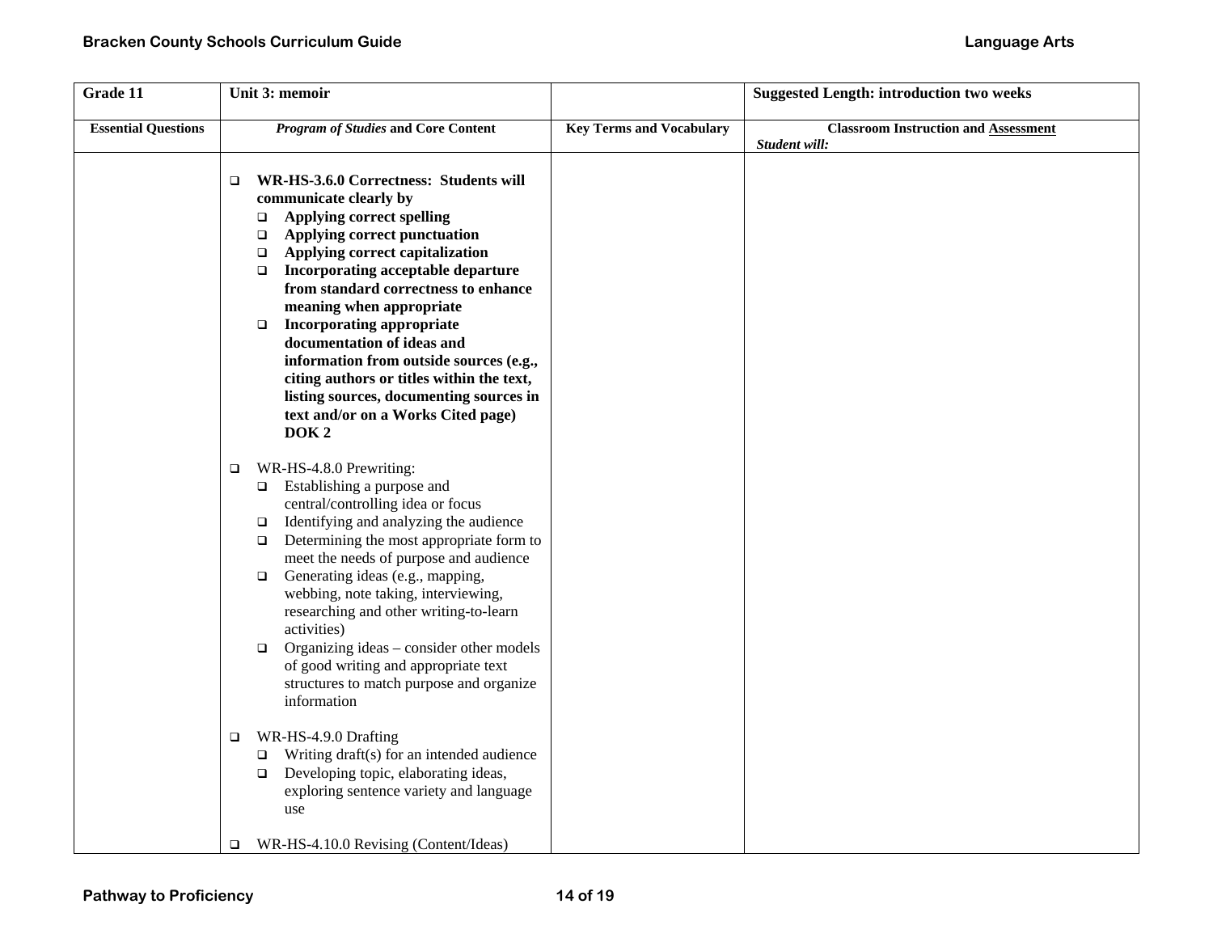| Grade 11 | Unit 3: memoir | | Suggested Length: introduction two weeks |
|---|---|---|---|
| **Essential Questions** | ***Program of Studies* and Core Content** | **Key Terms and Vocabulary** | **Classroom Instruction and Assessment** *Student will:* |
| | ❑ **WR-HS-3.6.0 Correctness: Students will communicate clearly by**<br>❑ **Applying correct spelling**<br>❑ **Applying correct punctuation**<br>❑ **Applying correct capitalization**<br>❑ **Incorporating acceptable departure from standard correctness to enhance meaning when appropriate**<br>❑ **Incorporating appropriate documentation of ideas and information from outside sources (e.g., citing authors or titles within the text, listing sources, documenting sources in text and/or on a Works Cited page) DOK 2**<br><br>❑ WR-HS-4.8.0 Prewriting:<br>❑ Establishing a purpose and central/controlling idea or focus<br>❑ Identifying and analyzing the audience<br>❑ Determining the most appropriate form to meet the needs of purpose and audience<br>❑ Generating ideas (e.g., mapping, webbing, note taking, interviewing, researching and other writing-to-learn activities)<br>❑ Organizing ideas – consider other models of good writing and appropriate text structures to match purpose and organize information<br><br>❑ WR-HS-4.9.0 Drafting<br>❑ Writing draft(s) for an intended audience<br>❑ Developing topic, elaborating ideas, exploring sentence variety and language use<br><br>❑ WR-HS-4.10.0 Revising (Content/Ideas) | | |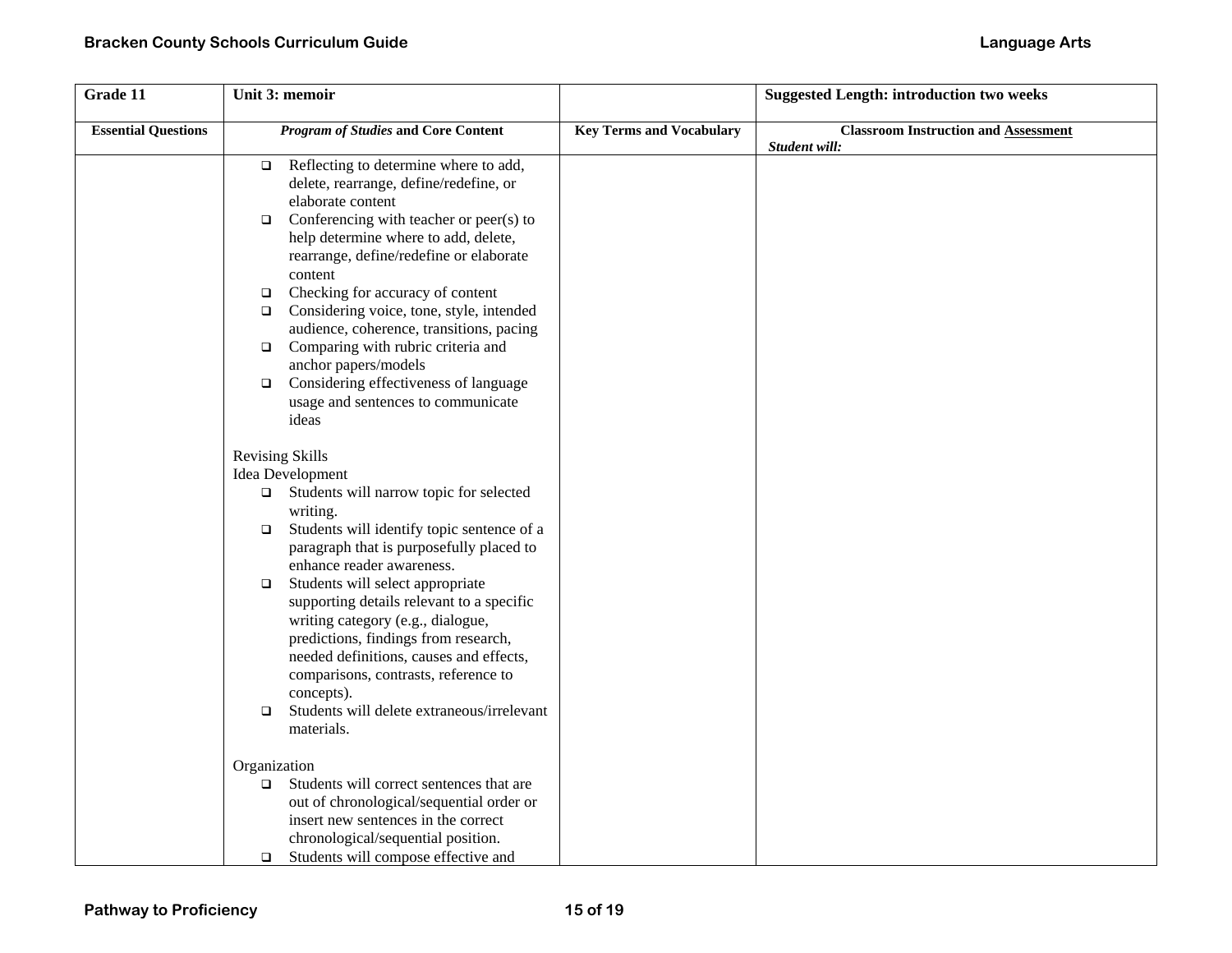| Grade 11 | Unit 3: memoir | | Suggested Length: introduction two weeks |
|---|---|---|---|
| **Essential Questions** | ***Program of Studies* and Core Content** | **Key Terms and Vocabulary** | **Classroom Instruction and Assessment**<br>***Student will:*** |
| | ❑ Reflecting to determine where to add, delete, rearrange, define/redefine, or elaborate content<br>❑ Conferencing with teacher or peer(s) to help determine where to add, delete, rearrange, define/redefine or elaborate content<br>❑ Checking for accuracy of content<br>❑ Considering voice, tone, style, intended audience, coherence, transitions, pacing<br>❑ Comparing with rubric criteria and anchor papers/models<br>❑ Considering effectiveness of language usage and sentences to communicate ideas<br><br>Revising Skills<br>Idea Development<br>❑ Students will narrow topic for selected writing.<br>❑ Students will identify topic sentence of a paragraph that is purposefully placed to enhance reader awareness.<br>❑ Students will select appropriate supporting details relevant to a specific writing category (e.g., dialogue, predictions, findings from research, needed definitions, causes and effects, comparisons, contrasts, reference to concepts).<br>❑ Students will delete extraneous/irrelevant materials.<br><br>Organization<br>❑ Students will correct sentences that are out of chronological/sequential order or insert new sentences in the correct chronological/sequential position.<br>❑ Students will compose effective and | | |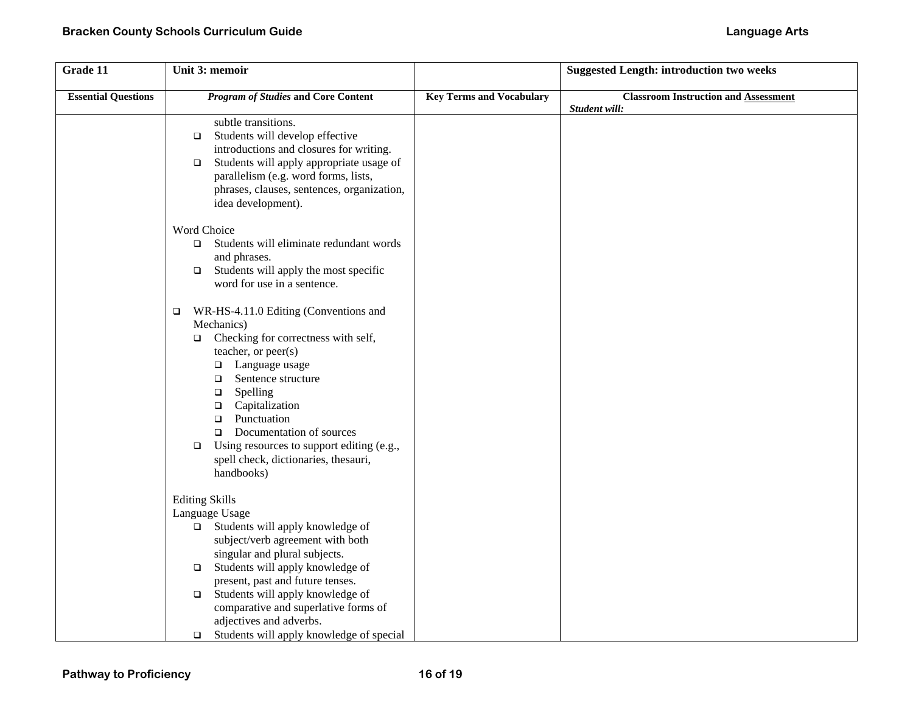| Grade 11 | Unit 3: memoir | | Suggested Length: introduction two weeks |
|---|---|---|---|
| **Essential Questions** | ***Program of Studies* and Core Content** | **Key Terms and Vocabulary** | **Classroom Instruction and Assessment** *Student will:* |
| | subtle transitions.<br>❑ Students will develop effective introductions and closures for writing.<br>❑ Students will apply appropriate usage of parallelism (e.g. word forms, lists, phrases, clauses, sentences, organization, idea development).<br><br>Word Choice<br>❑ Students will eliminate redundant words and phrases.<br>❑ Students will apply the most specific word for use in a sentence.<br><br>❑ WR-HS-4.11.0 Editing (Conventions and Mechanics)<br>❑ Checking for correctness with self, teacher, or peer(s)<br>❑ Language usage<br>❑ Sentence structure<br>❑ Spelling<br>❑ Capitalization<br>❑ Punctuation<br>❑ Documentation of sources<br>❑ Using resources to support editing (e.g., spell check, dictionaries, thesauri, handbooks)<br><br>Editing Skills<br>Language Usage<br>❑ Students will apply knowledge of subject/verb agreement with both singular and plural subjects.<br>❑ Students will apply knowledge of present, past and future tenses.<br>❑ Students will apply knowledge of comparative and superlative forms of adjectives and adverbs.<br>❑ Students will apply knowledge of special | | |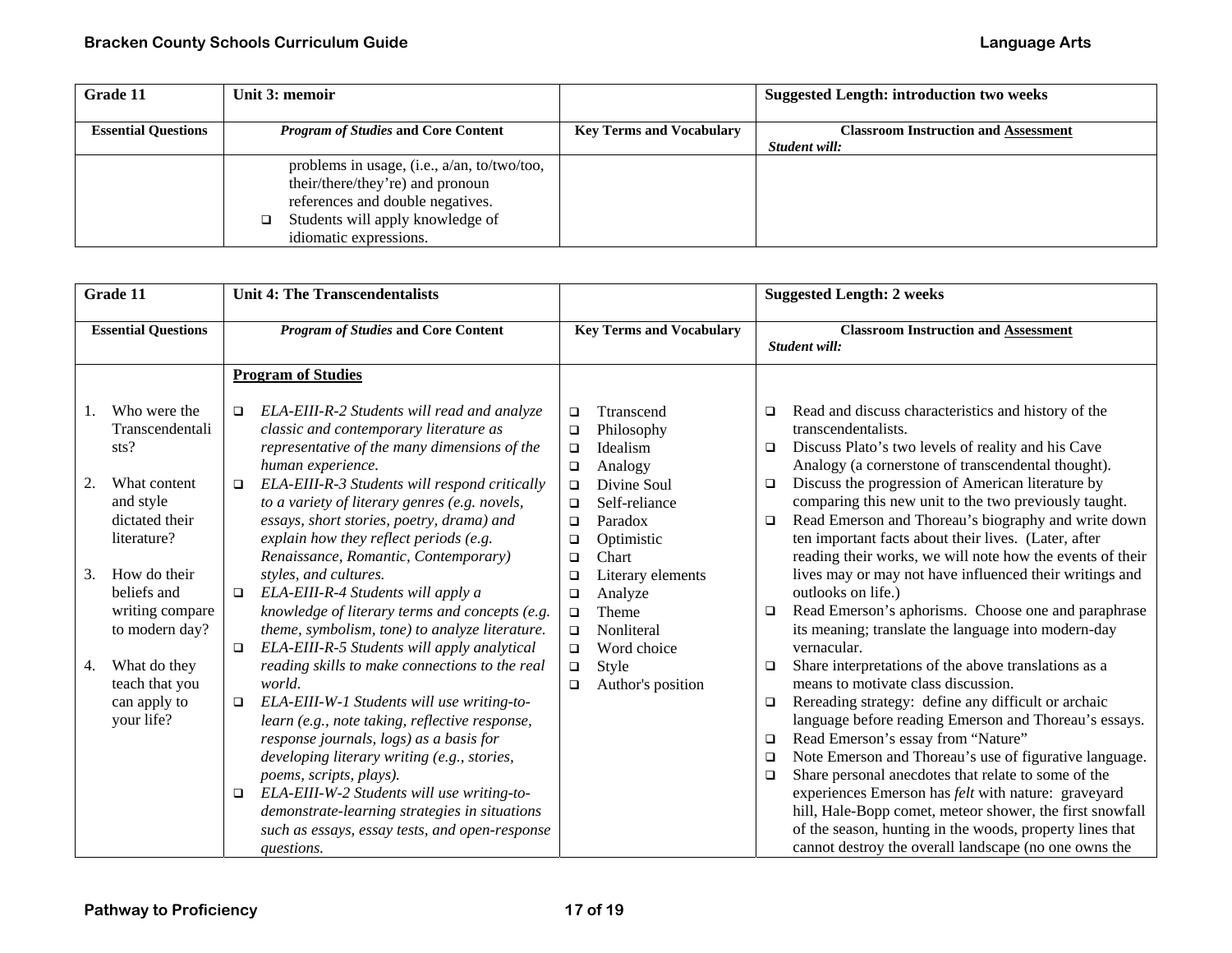| Grade 11 | Unit 3: memoir | | Suggested Length: introduction two weeks |
|---|---|---|---|
| **Essential Questions** | ***Program of Studies* and Core Content** | **Key Terms and Vocabulary** | **Classroom Instruction and Assessment** *Student will:* |
| | problems in usage, (i.e., a/an, to/two/too, their/there/they're) and pronoun references and double negatives.<br>❑ Students will apply knowledge of idiomatic expressions. | | |

| Grade 11 | Unit 4: The Transcendentalists | | Suggested Length: 2 weeks |
|---|---|---|---|
| **Essential Questions** | ***Program of Studies* and Core Content** | **Key Terms and Vocabulary** | **Classroom Instruction and Assessment** *Student will:* |
| 1. Who were the Transcendentalists?<br><br>2. What content and style dictated their literature?<br><br>3. How do their beliefs and writing compare to modern day?<br><br>4. What do they teach that you can apply to your life? | **<u>Program of Studies</u>**<br><br>❑ *ELA-EIII-R-2 Students will read and analyze classic and contemporary literature as representative of the many dimensions of the human experience.*<br>❑ *ELA-EIII-R-3 Students will respond critically to a variety of literary genres (e.g. novels, essays, short stories, poetry, drama) and explain how they reflect periods (e.g. Renaissance, Romantic, Contemporary) styles, and cultures.*<br>❑ *ELA-EIII-R-4 Students will apply a knowledge of literary terms and concepts (e.g. theme, symbolism, tone) to analyze literature.*<br>❑ *ELA-EIII-R-5 Students will apply analytical reading skills to make connections to the real world.*<br>❑ *ELA-EIII-W-1 Students will use writing-to-learn (e.g., note taking, reflective response, response journals, logs) as a basis for developing literary writing (e.g., stories, poems, scripts, plays).*<br>❑ *ELA-EIII-W-2 Students will use writing-to-demonstrate-learning strategies in situations such as essays, essay tests, and open-response questions.* | ❑ Ttranscend<br>❑ Philosophy<br>❑ Idealism<br>❑ Analogy<br>❑ Divine Soul<br>❑ Self-reliance<br>❑ Paradox<br>❑ Optimistic<br>❑ Chart<br>❑ Literary elements<br>❑ Analyze<br>❑ Theme<br>❑ Nonliteral<br>❑ Word choice<br>❑ Style<br>❑ Author's position | ❑ Read and discuss characteristics and history of the transcendentalists.<br>❑ Discuss Plato's two levels of reality and his Cave Analogy (a cornerstone of transcendental thought).<br>❑ Discuss the progression of American literature by comparing this new unit to the two previously taught.<br>❑ Read Emerson and Thoreau's biography and write down ten important facts about their lives. (Later, after reading their works, we will note how the events of their lives may or may not have influenced their writings and outlooks on life.)<br>❑ Read Emerson's aphorisms. Choose one and paraphrase its meaning; translate the language into modern-day vernacular.<br>❑ Share interpretations of the above translations as a means to motivate class discussion.<br>❑ Rereading strategy: define any difficult or archaic language before reading Emerson and Thoreau's essays.<br>❑ Read Emerson's essay from "Nature"<br>❑ Note Emerson and Thoreau's use of figurative language.<br>❑ Share personal anecdotes that relate to some of the experiences Emerson has *felt* with nature: graveyard hill, Hale-Bopp comet, meteor shower, the first snowfall of the season, hunting in the woods, property lines that cannot destroy the overall landscape (no one owns the |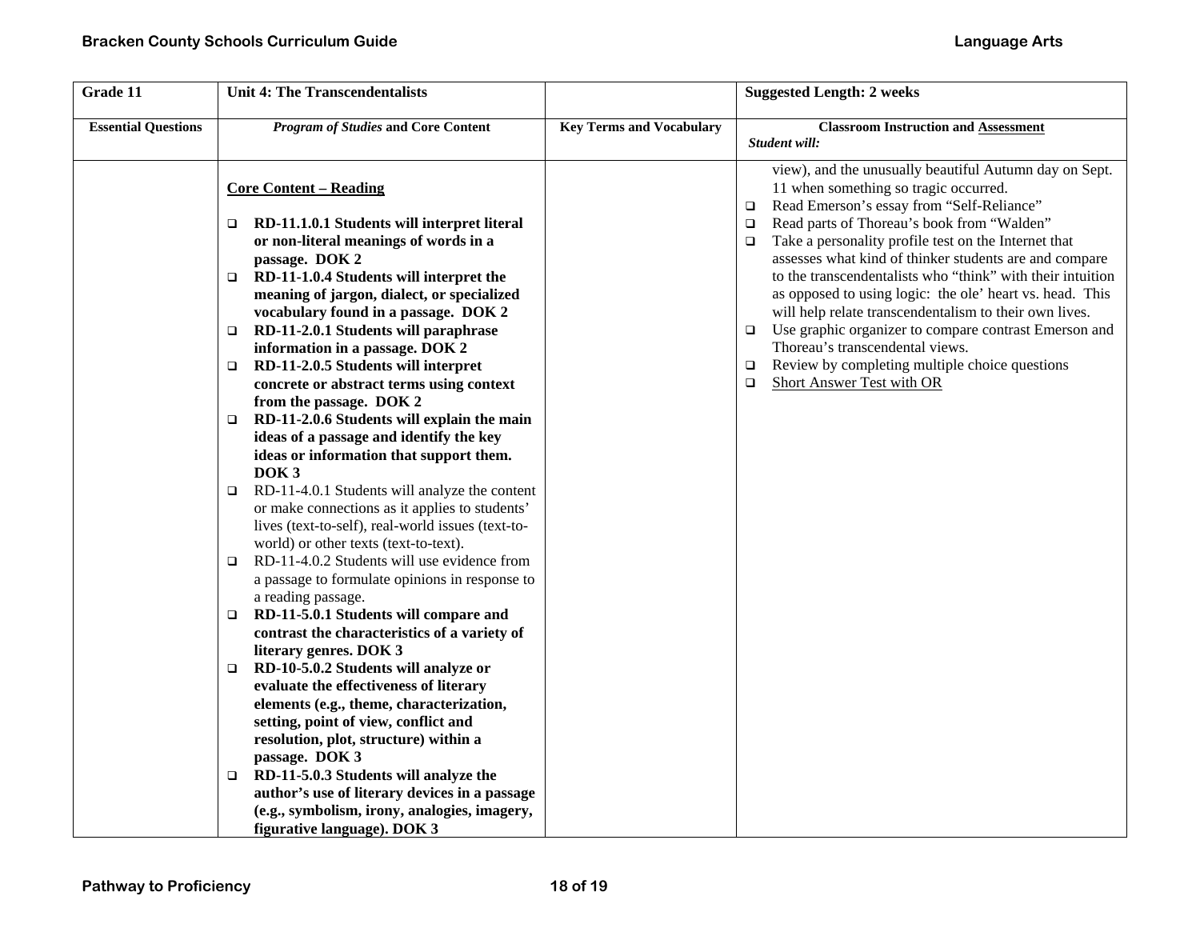| Grade 11 | Unit 4: The Transcendentalists | | Suggested Length: 2 weeks |
|---|---|---|---|
| **Essential Questions** | ***Program of Studies* and Core Content** | **Key Terms and Vocabulary** | **Classroom Instruction and Assessment**<br>***Student will:*** |
| | **Core Content – Reading**<br><br>❑ **RD-11.1.0.1 Students will interpret literal or non-literal meanings of words in a passage. DOK 2**<br>❑ **RD-11-1.0.4 Students will interpret the meaning of jargon, dialect, or specialized vocabulary found in a passage. DOK 2**<br>❑ **RD-11-2.0.1 Students will paraphrase information in a passage. DOK 2**<br>❑ **RD-11-2.0.5 Students will interpret concrete or abstract terms using context from the passage. DOK 2**<br>❑ **RD-11-2.0.6 Students will explain the main ideas of a passage and identify the key ideas or information that support them. DOK 3**<br>❑ RD-11-4.0.1 Students will analyze the content or make connections as it applies to students' lives (text-to-self), real-world issues (text-to-world) or other texts (text-to-text).<br>❑ RD-11-4.0.2 Students will use evidence from a passage to formulate opinions in response to a reading passage.<br>❑ **RD-11-5.0.1 Students will compare and contrast the characteristics of a variety of literary genres. DOK 3**<br>❑ **RD-10-5.0.2 Students will analyze or evaluate the effectiveness of literary elements (e.g., theme, characterization, setting, point of view, conflict and resolution, plot, structure) within a passage. DOK 3**<br>❑ **RD-11-5.0.3 Students will analyze the author's use of literary devices in a passage (e.g., symbolism, irony, analogies, imagery, figurative language). DOK 3** | | view), and the unusually beautiful Autumn day on Sept. 11 when something so tragic occurred.<br>❑ Read Emerson's essay from "Self-Reliance"<br>❑ Read parts of Thoreau's book from "Walden"<br>❑ Take a personality profile test on the Internet that assesses what kind of thinker students are and compare to the transcendentalists who "think" with their intuition as opposed to using logic: the ole' heart vs. head. This will help relate transcendentalism to their own lives.<br>❑ Use graphic organizer to compare contrast Emerson and Thoreau's transcendental views.<br>❑ Review by completing multiple choice questions<br>❑ <u>Short Answer Test with OR</u> |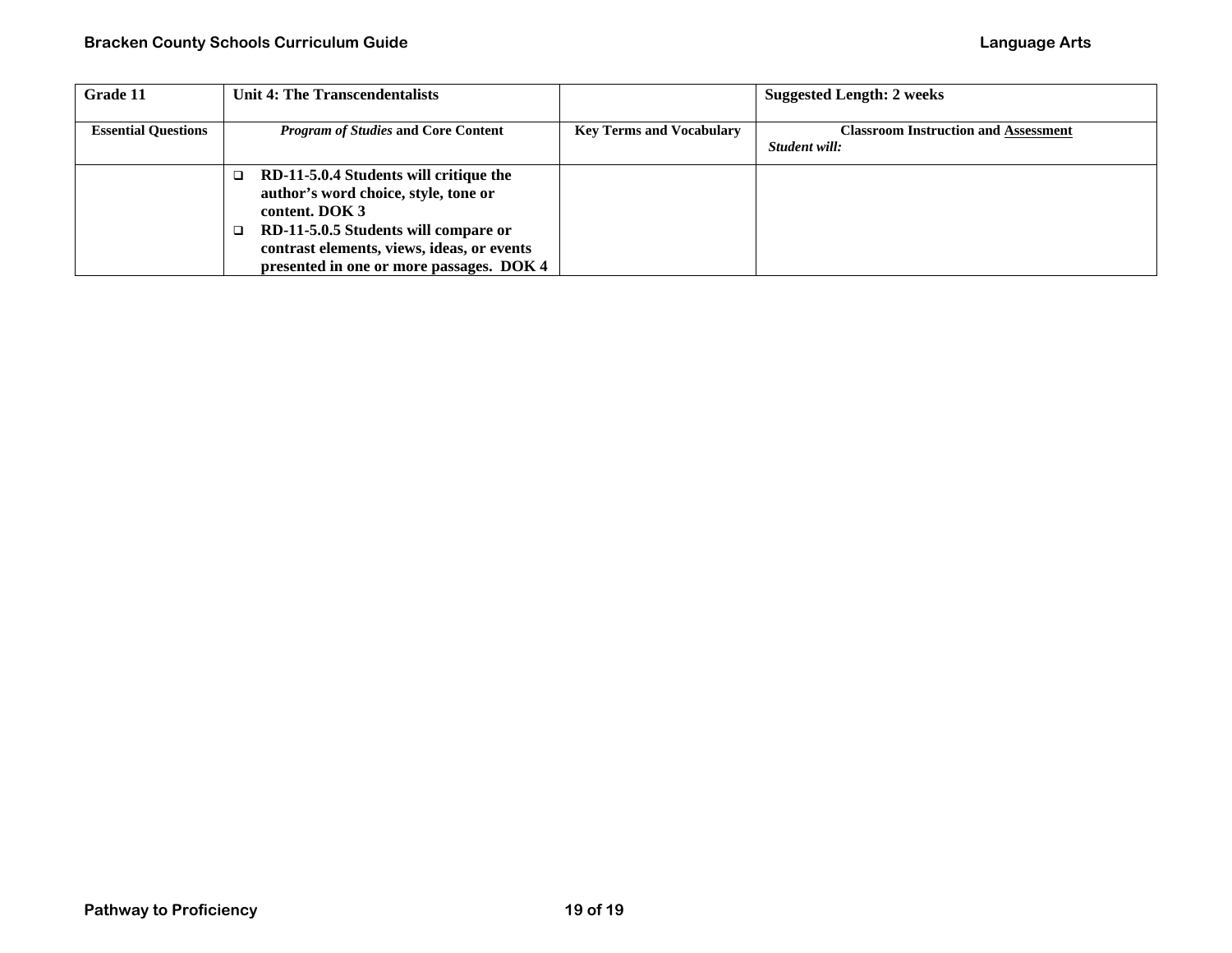| Grade 11 | Unit 4: The Transcendentalists | | Suggested Length: 2 weeks |
|---|---|---|---|
| **Essential Questions** | ***Program of Studies* and Core Content** | **Key Terms and Vocabulary** | **Classroom Instruction and Assessment** *Student will:* |
| | ❑ **RD-11-5.0.4 Students will critique the author's word choice, style, tone or content. DOK 3** ❑ **RD-11-5.0.5 Students will compare or contrast elements, views, ideas, or events presented in one or more passages. DOK 4** | | |